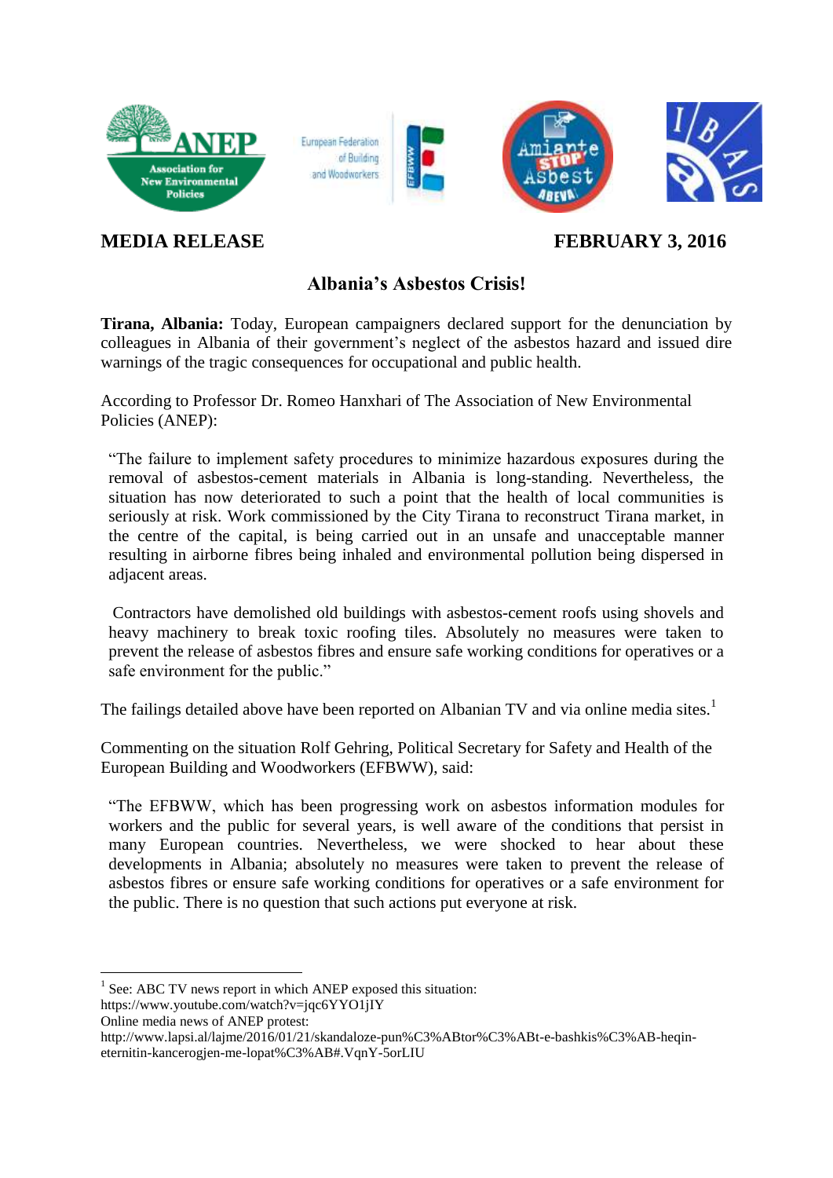**MEDIA RELEASE** **FEBRUARY 3, 2016**

## Albania's Asbestos Crisis!

**Tirana, Albania:** Today, European campaigners declared support for the denunciation by colleagues in Albania of their government's neglect of the asbestos hazard and issued dire warnings of the tragic consequences for occupational and public health.

According to Professor Dr. Romeo Hanxhari of The Association of New Environmental Policies (ANEP):

> "The failure to implement safety procedures to minimize hazardous exposures during the removal of asbestos-cement materials in Albania is long-standing. Nevertheless, the situation has now deteriorated to such a point that the health of local communities is seriously at risk. Work commissioned by the City Tirana to reconstruct Tirana market, in the centre of the capital, is being carried out in an unsafe and unacceptable manner resulting in airborne fibres being inhaled and environmental pollution being dispersed in adjacent areas.
>
> Contractors have demolished old buildings with asbestos-cement roofs using shovels and heavy machinery to break toxic roofing tiles. Absolutely no measures were taken to prevent the release of asbestos fibres and ensure safe working conditions for operatives or a safe environment for the public."

The failings detailed above have been reported on Albanian TV and via online media sites.[1]

Commenting on the situation Rolf Gehring, Political Secretary for Safety and Health of the European Building and Woodworkers (EFBWW), said:

> "The EFBWW, which has been progressing work on asbestos information modules for workers and the public for several years, is well aware of the conditions that persist in many European countries. Nevertheless, we were shocked to hear about these developments in Albania; absolutely no measures were taken to prevent the release of asbestos fibres or ensure safe working conditions for operatives or a safe environment for the public. There is no question that such actions put everyone at risk.

---

[1] See: ABC TV news report in which ANEP exposed this situation:
https://www.youtube.com/watch?v=jqc6YYO1jIY
Online media news of ANEP protest:
http://www.lapsi.al/lajme/2016/01/21/skandaloze-pun%C3%ABtor%C3%ABt-e-bashkis%C3%AB-heqin-eternitin-kancerogjen-me-lopat%C3%AB#.VqnY-5orLIU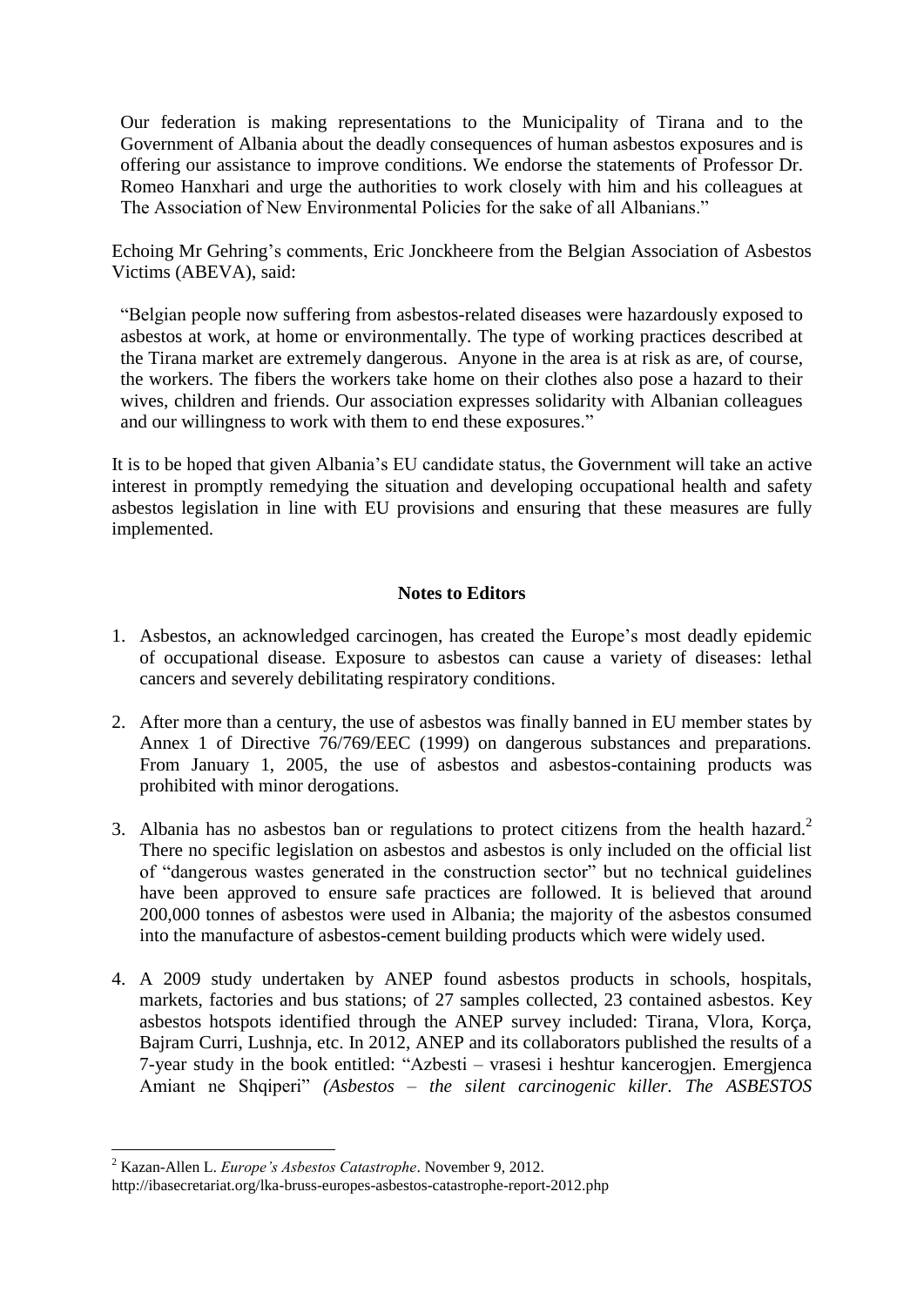Our federation is making representations to the Municipality of Tirana and to the Government of Albania about the deadly consequences of human asbestos exposures and is offering our assistance to improve conditions. We endorse the statements of Professor Dr. Romeo Hanxhari and urge the authorities to work closely with him and his colleagues at The Association of New Environmental Policies for the sake of all Albanians."

Echoing Mr Gehring's comments, Eric Jonckheere from the Belgian Association of Asbestos Victims (ABEVA), said:

> "Belgian people now suffering from asbestos-related diseases were hazardously exposed to asbestos at work, at home or environmentally. The type of working practices described at the Tirana market are extremely dangerous. Anyone in the area is at risk as are, of course, the workers. The fibers the workers take home on their clothes also pose a hazard to their wives, children and friends. Our association expresses solidarity with Albanian colleagues and our willingness to work with them to end these exposures."

It is to be hoped that given Albania's EU candidate status, the Government will take an active interest in promptly remedying the situation and developing occupational health and safety asbestos legislation in line with EU provisions and ensuring that these measures are fully implemented.

**Notes to Editors**

1. Asbestos, an acknowledged carcinogen, has created the Europe's most deadly epidemic of occupational disease. Exposure to asbestos can cause a variety of diseases: lethal cancers and severely debilitating respiratory conditions.

2. After more than a century, the use of asbestos was finally banned in EU member states by Annex 1 of Directive 76/769/EEC (1999) on dangerous substances and preparations. From January 1, 2005, the use of asbestos and asbestos-containing products was prohibited with minor derogations.

3. Albania has no asbestos ban or regulations to protect citizens from the health hazard.[2] There no specific legislation on asbestos and asbestos is only included on the official list of "dangerous wastes generated in the construction sector" but no technical guidelines have been approved to ensure safe practices are followed. It is believed that around 200,000 tonnes of asbestos were used in Albania; the majority of the asbestos consumed into the manufacture of asbestos-cement building products which were widely used.

4. A 2009 study undertaken by ANEP found asbestos products in schools, hospitals, markets, factories and bus stations; of 27 samples collected, 23 contained asbestos. Key asbestos hotspots identified through the ANEP survey included: Tirana, Vlora, Korça, Bajram Curri, Lushnja, etc. In 2012, ANEP and its collaborators published the results of a 7-year study in the book entitled: "Azbesti – vrasesi i heshtur kancerogjen. Emergjenca Amiant ne Shqiperi" *(Asbestos – the silent carcinogenic killer. The ASBESTOS*

---

[2] Kazan-Allen L. *Europe's Asbestos Catastrophe*. November 9, 2012.
http://ibasecretariat.org/lka-bruss-europes-asbestos-catastrophe-report-2012.php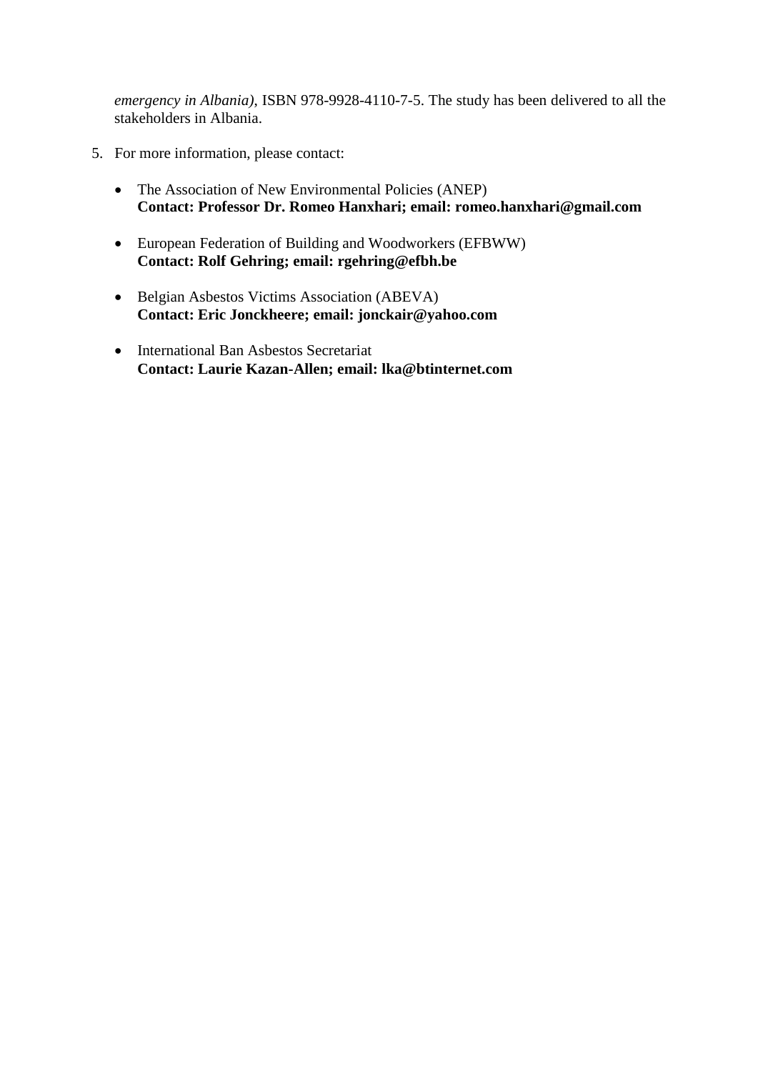*emergency in Albania)*, ISBN 978-9928-4110-7-5. The study has been delivered to all the stakeholders in Albania.

5. For more information, please contact:

   - The Association of New Environmental Policies (ANEP)
     **Contact: Professor Dr. Romeo Hanxhari; email: romeo.hanxhari@gmail.com**

   - European Federation of Building and Woodworkers (EFBWW)
     **Contact: Rolf Gehring; email: rgehring@efbh.be**

   - Belgian Asbestos Victims Association (ABEVA)
     **Contact: Eric Jonckheere; email: jonckair@yahoo.com**

   - International Ban Asbestos Secretariat
     **Contact: Laurie Kazan-Allen; email: lka@btinternet.com**